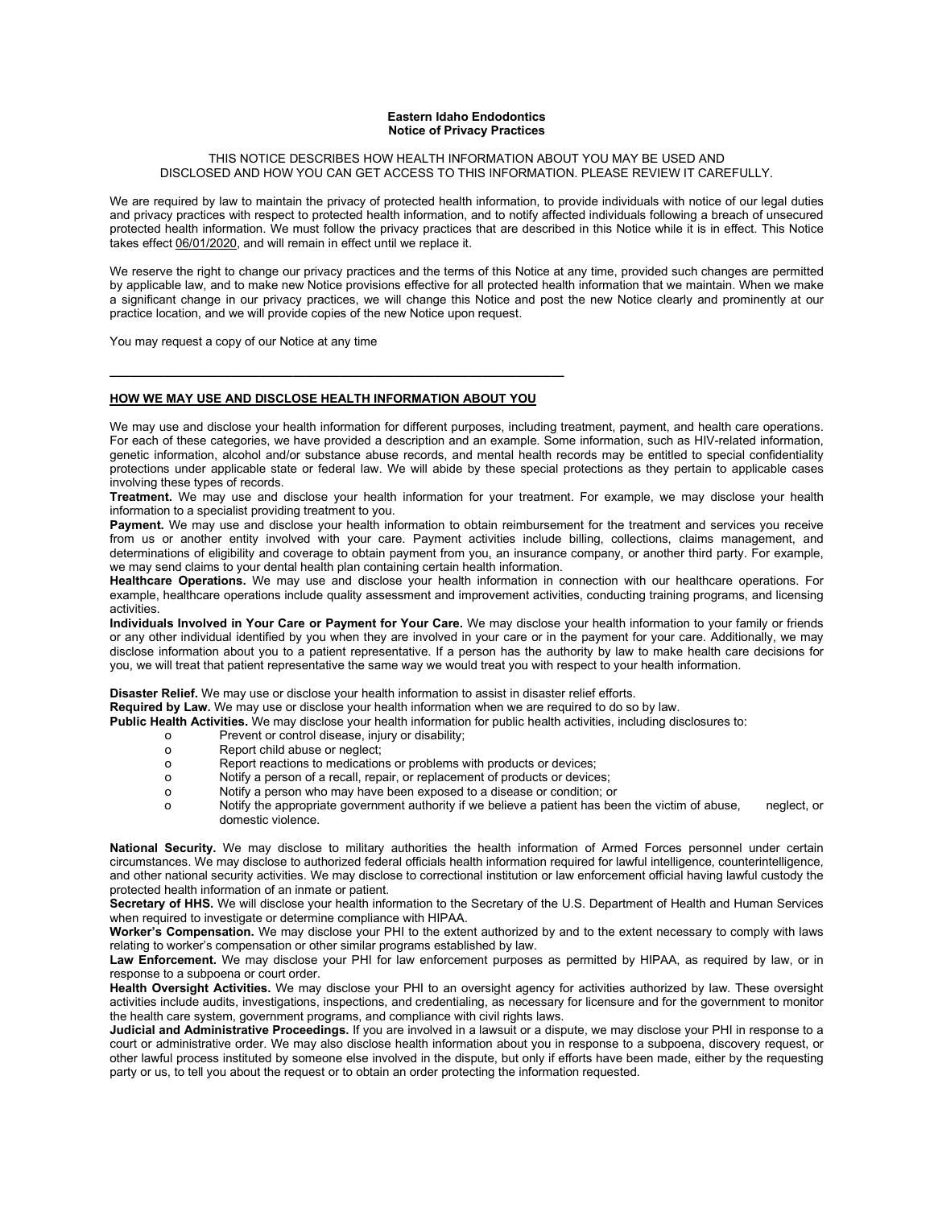**Eastern Idaho Endodontics**
**Notice of Privacy Practices**

THIS NOTICE DESCRIBES HOW HEALTH INFORMATION ABOUT YOU MAY BE USED AND DISCLOSED AND HOW YOU CAN GET ACCESS TO THIS INFORMATION. PLEASE REVIEW IT CAREFULLY.

We are required by law to maintain the privacy of protected health information, to provide individuals with notice of our legal duties and privacy practices with respect to protected health information, and to notify affected individuals following a breach of unsecured protected health information. We must follow the privacy practices that are described in this Notice while it is in effect. This Notice takes effect 06/01/2020, and will remain in effect until we replace it.

We reserve the right to change our privacy practices and the terms of this Notice at any time, provided such changes are permitted by applicable law, and to make new Notice provisions effective for all protected health information that we maintain. When we make a significant change in our privacy practices, we will change this Notice and post the new Notice clearly and prominently at our practice location, and we will provide copies of the new Notice upon request.

You may request a copy of our Notice at any time

---

## HOW WE MAY USE AND DISCLOSE HEALTH INFORMATION ABOUT YOU

We may use and disclose your health information for different purposes, including treatment, payment, and health care operations. For each of these categories, we have provided a description and an example. Some information, such as HIV-related information, genetic information, alcohol and/or substance abuse records, and mental health records may be entitled to special confidentiality protections under applicable state or federal law. We will abide by these special protections as they pertain to applicable cases involving these types of records.

**Treatment.** We may use and disclose your health information for your treatment. For example, we may disclose your health information to a specialist providing treatment to you.

**Payment.** We may use and disclose your health information to obtain reimbursement for the treatment and services you receive from us or another entity involved with your care. Payment activities include billing, collections, claims management, and determinations of eligibility and coverage to obtain payment from you, an insurance company, or another third party. For example, we may send claims to your dental health plan containing certain health information.

**Healthcare Operations.** We may use and disclose your health information in connection with our healthcare operations. For example, healthcare operations include quality assessment and improvement activities, conducting training programs, and licensing activities.

**Individuals Involved in Your Care or Payment for Your Care.** We may disclose your health information to your family or friends or any other individual identified by you when they are involved in your care or in the payment for your care. Additionally, we may disclose information about you to a patient representative. If a person has the authority by law to make health care decisions for you, we will treat that patient representative the same way we would treat you with respect to your health information.

**Disaster Relief.** We may use or disclose your health information to assist in disaster relief efforts.

**Required by Law.** We may use or disclose your health information when we are required to do so by law.

**Public Health Activities.** We may disclose your health information for public health activities, including disclosures to:

- Prevent or control disease, injury or disability;
- Report child abuse or neglect;
- Report reactions to medications or problems with products or devices;
- Notify a person of a recall, repair, or replacement of products or devices;
- Notify a person who may have been exposed to a disease or condition; or
- Notify the appropriate government authority if we believe a patient has been the victim of abuse, neglect, or domestic violence.

**National Security.** We may disclose to military authorities the health information of Armed Forces personnel under certain circumstances. We may disclose to authorized federal officials health information required for lawful intelligence, counterintelligence, and other national security activities. We may disclose to correctional institution or law enforcement official having lawful custody the protected health information of an inmate or patient.

**Secretary of HHS.** We will disclose your health information to the Secretary of the U.S. Department of Health and Human Services when required to investigate or determine compliance with HIPAA.

**Worker's Compensation.** We may disclose your PHI to the extent authorized by and to the extent necessary to comply with laws relating to worker's compensation or other similar programs established by law.

**Law Enforcement.** We may disclose your PHI for law enforcement purposes as permitted by HIPAA, as required by law, or in response to a subpoena or court order.

**Health Oversight Activities.** We may disclose your PHI to an oversight agency for activities authorized by law. These oversight activities include audits, investigations, inspections, and credentialing, as necessary for licensure and for the government to monitor the health care system, government programs, and compliance with civil rights laws.

**Judicial and Administrative Proceedings.** If you are involved in a lawsuit or a dispute, we may disclose your PHI in response to a court or administrative order. We may also disclose health information about you in response to a subpoena, discovery request, or other lawful process instituted by someone else involved in the dispute, but only if efforts have been made, either by the requesting party or us, to tell you about the request or to obtain an order protecting the information requested.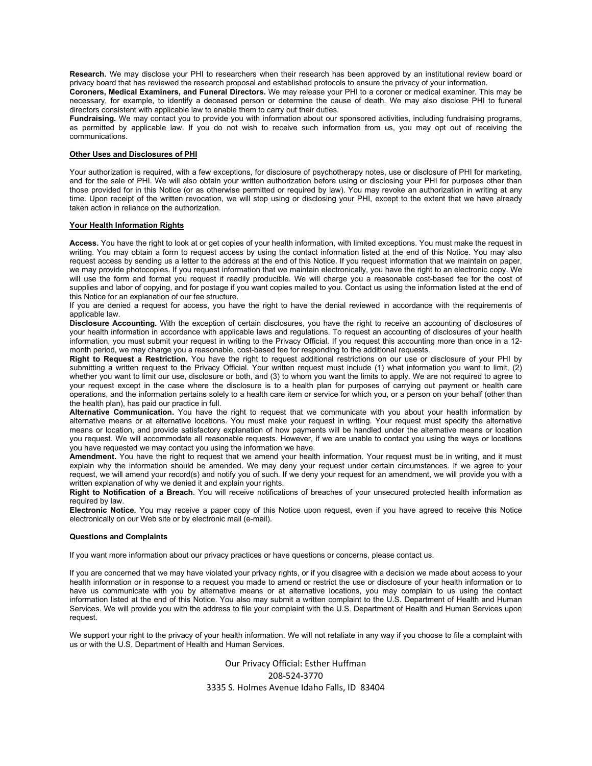**Research.** We may disclose your PHI to researchers when their research has been approved by an institutional review board or privacy board that has reviewed the research proposal and established protocols to ensure the privacy of your information.

**Coroners, Medical Examiners, and Funeral Directors.** We may release your PHI to a coroner or medical examiner. This may be necessary, for example, to identify a deceased person or determine the cause of death. We may also disclose PHI to funeral directors consistent with applicable law to enable them to carry out their duties.

**Fundraising.** We may contact you to provide you with information about our sponsored activities, including fundraising programs, as permitted by applicable law. If you do not wish to receive such information from us, you may opt out of receiving the communications.

## Other Uses and Disclosures of PHI

Your authorization is required, with a few exceptions, for disclosure of psychotherapy notes, use or disclosure of PHI for marketing, and for the sale of PHI. We will also obtain your written authorization before using or disclosing your PHI for purposes other than those provided for in this Notice (or as otherwise permitted or required by law). You may revoke an authorization in writing at any time. Upon receipt of the written revocation, we will stop using or disclosing your PHI, except to the extent that we have already taken action in reliance on the authorization.

## Your Health Information Rights

**Access.** You have the right to look at or get copies of your health information, with limited exceptions. You must make the request in writing. You may obtain a form to request access by using the contact information listed at the end of this Notice. You may also request access by sending us a letter to the address at the end of this Notice. If you request information that we maintain on paper, we may provide photocopies. If you request information that we maintain electronically, you have the right to an electronic copy. We will use the form and format you request if readily producible. We will charge you a reasonable cost-based fee for the cost of supplies and labor of copying, and for postage if you want copies mailed to you. Contact us using the information listed at the end of this Notice for an explanation of our fee structure.

If you are denied a request for access, you have the right to have the denial reviewed in accordance with the requirements of applicable law.

**Disclosure Accounting.** With the exception of certain disclosures, you have the right to receive an accounting of disclosures of your health information in accordance with applicable laws and regulations. To request an accounting of disclosures of your health information, you must submit your request in writing to the Privacy Official. If you request this accounting more than once in a 12-month period, we may charge you a reasonable, cost-based fee for responding to the additional requests.

**Right to Request a Restriction.** You have the right to request additional restrictions on our use or disclosure of your PHI by submitting a written request to the Privacy Official. Your written request must include (1) what information you want to limit, (2) whether you want to limit our use, disclosure or both, and (3) to whom you want the limits to apply. We are not required to agree to your request except in the case where the disclosure is to a health plan for purposes of carrying out payment or health care operations, and the information pertains solely to a health care item or service for which you, or a person on your behalf (other than the health plan), has paid our practice in full.

**Alternative Communication.** You have the right to request that we communicate with you about your health information by alternative means or at alternative locations. You must make your request in writing. Your request must specify the alternative means or location, and provide satisfactory explanation of how payments will be handled under the alternative means or location you request. We will accommodate all reasonable requests. However, if we are unable to contact you using the ways or locations you have requested we may contact you using the information we have.

**Amendment.** You have the right to request that we amend your health information. Your request must be in writing, and it must explain why the information should be amended. We may deny your request under certain circumstances. If we agree to your request, we will amend your record(s) and notify you of such. If we deny your request for an amendment, we will provide you with a written explanation of why we denied it and explain your rights.

**Right to Notification of a Breach**. You will receive notifications of breaches of your unsecured protected health information as required by law.

**Electronic Notice.** You may receive a paper copy of this Notice upon request, even if you have agreed to receive this Notice electronically on our Web site or by electronic mail (e-mail).

## Questions and Complaints

If you want more information about our privacy practices or have questions or concerns, please contact us.

If you are concerned that we may have violated your privacy rights, or if you disagree with a decision we made about access to your health information or in response to a request you made to amend or restrict the use or disclosure of your health information or to have us communicate with you by alternative means or at alternative locations, you may complain to us using the contact information listed at the end of this Notice. You also may submit a written complaint to the U.S. Department of Health and Human Services. We will provide you with the address to file your complaint with the U.S. Department of Health and Human Services upon request.

We support your right to the privacy of your health information. We will not retaliate in any way if you choose to file a complaint with us or with the U.S. Department of Health and Human Services.

Our Privacy Official: Esther Huffman

208-524-3770

3335 S. Holmes Avenue Idaho Falls, ID 83404